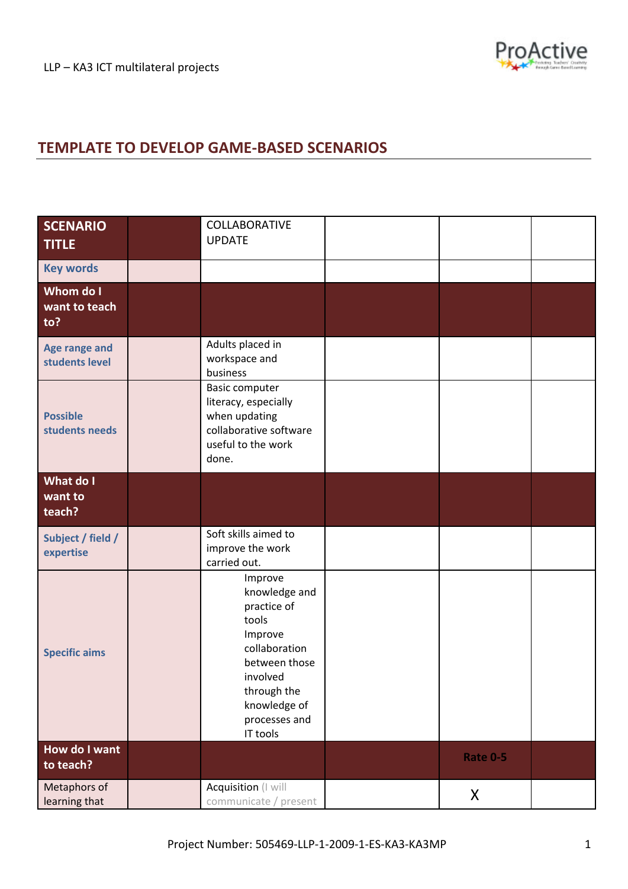LLP – KA3 ICT multilateral projects

## TEMPLATE TO DEVELOP GAME-BASED SCENARIOS

| **SCENARIO TITLE** | | COLLABORATIVE UPDATE | | | |
|---|---|---|---|---|---|
| **Key words** | | | | | |
| **Whom do I want to teach to?** | | | | | |
| **Age range and students level** | | Adults placed in workspace and business | | | |
| **Possible students needs** | | Basic computer literacy, especially when updating collaborative software useful to the work done. | | | |
| **What do I want to teach?** | | | | | |
| **Subject / field / expertise** | | Soft skills aimed to improve the work carried out. | | | |
| **Specific aims** | | Improve knowledge and practice of tools<br>Improve collaboration between those involved through the knowledge of processes and IT tools | | | |
| **How do I want to teach?** | | | | **Rate 0-5** | |
| Metaphors of learning that | | Acquisition (I will communicate / present | | X | |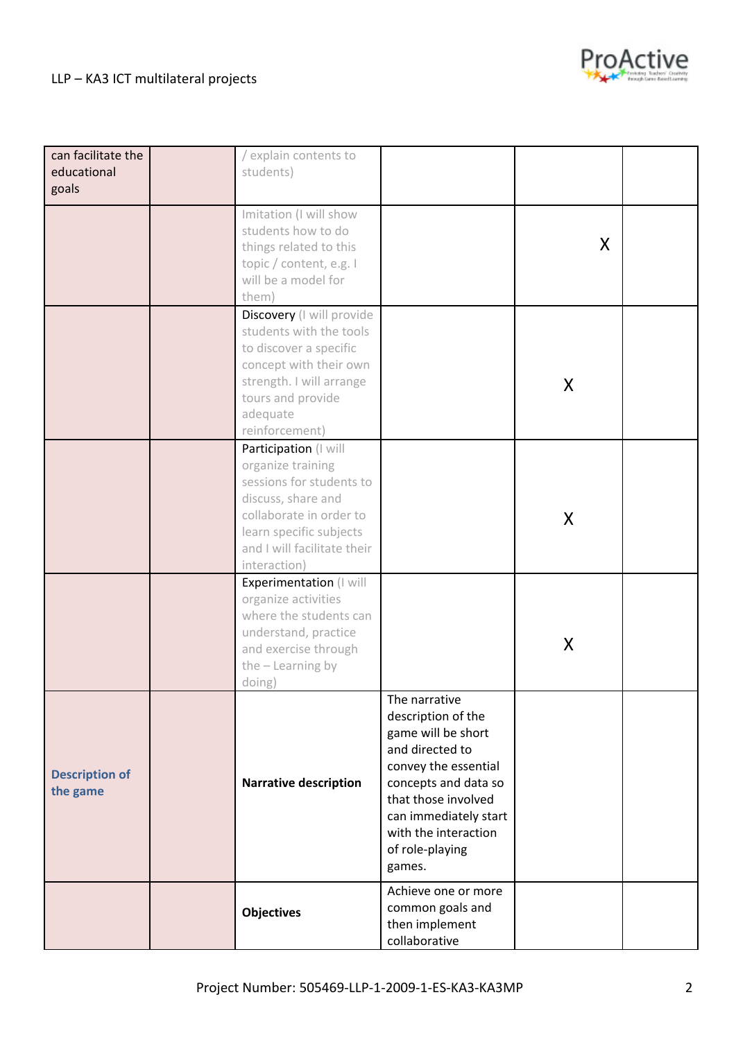| | | | | | |
|---|---|---|---|---|---|
| can facilitate the educational goals | | / explain contents to students) | | | |
| | | Imitation (I will show students how to do things related to this topic / content, e.g. I will be a model for them) | | X | |
| | | Discovery (I will provide students with the tools to discover a specific concept with their own strength. I will arrange tours and provide adequate reinforcement) | | X | |
| | | Participation (I will organize training sessions for students to discuss, share and collaborate in order to learn specific subjects and I will facilitate their interaction) | | X | |
| | | Experimentation (I will organize activities where the students can understand, practice and exercise through the – Learning by doing) | | X | |
| **Description of the game** | | **Narrative description** | The narrative description of the game will be short and directed to convey the essential concepts and data so that those involved can immediately start with the interaction of role-playing games. | | |
| | | **Objectives** | Achieve one or more common goals and then implement collaborative | | |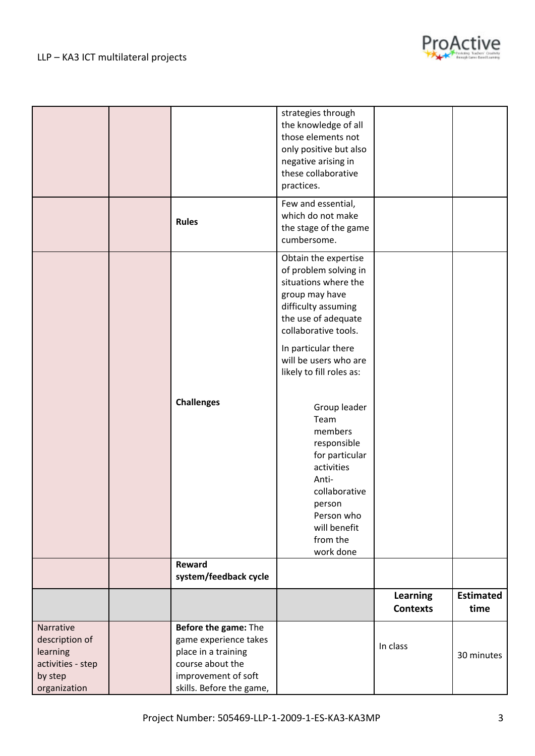|  |  |  |  |  |  |
|---|---|---|---|---|---|
|  |  |  | strategies through the knowledge of all those elements not only positive but also negative arising in these collaborative practices. |  |  |
|  |  | **Rules** | Few and essential, which do not make the stage of the game cumbersome. |  |  |
|  |  | **Challenges** | Obtain the expertise of problem solving in situations where the group may have difficulty assuming the use of adequate collaborative tools.<br><br>In particular there will be users who are likely to fill roles as:<br><br>Group leader<br>Team members responsible for particular activities<br>Anti-collaborative person<br>Person who will benefit from the work done |  |  |
|  |  | **Reward system/feedback cycle** |  |  |  |
|  |  |  |  | **Learning Contexts** | **Estimated time** |
| Narrative description of learning activities - step by step organization |  | **Before the game:** The game experience takes place in a training course about the improvement of soft skills. Before the game, |  | In class | 30 minutes |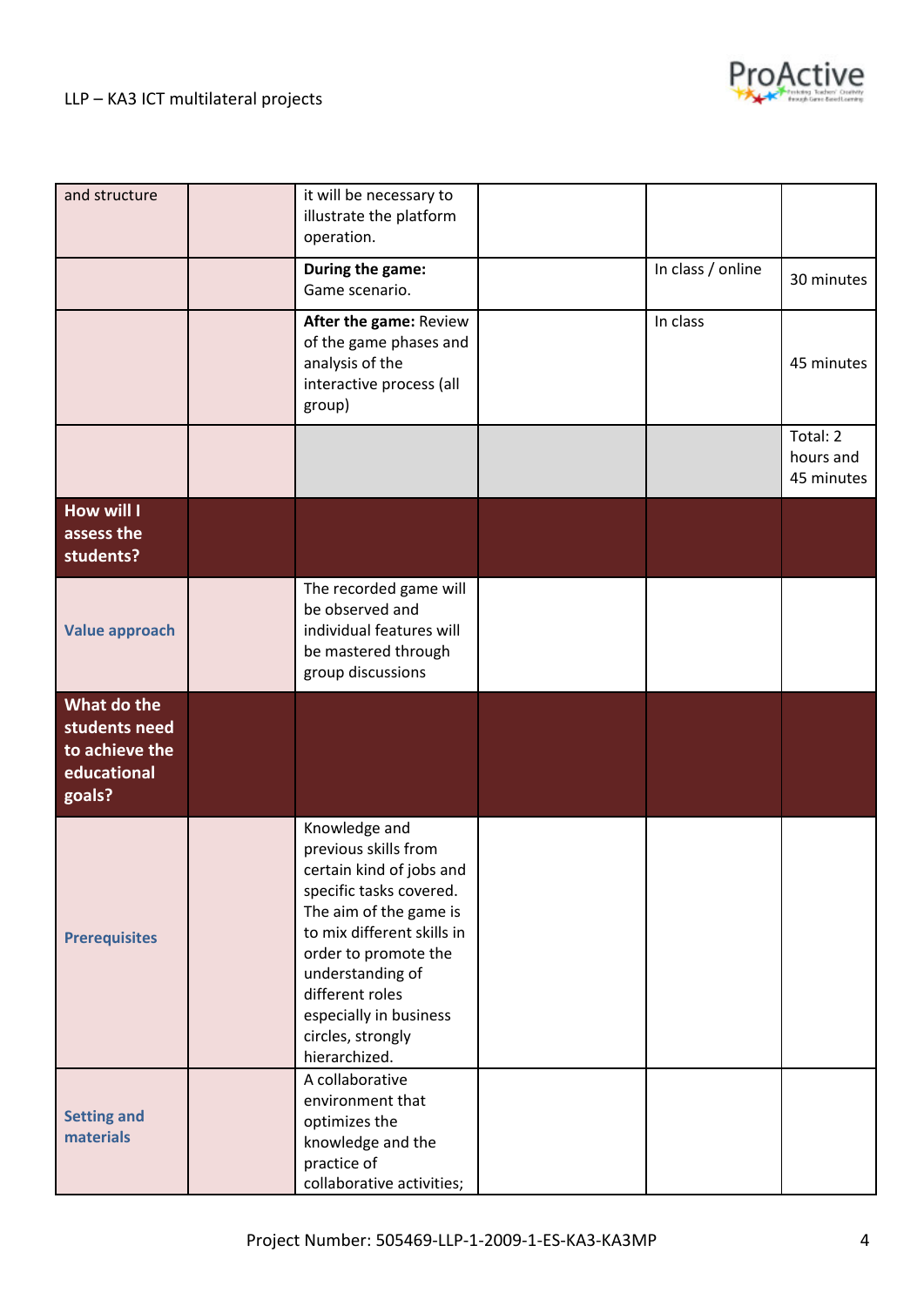| | | | | | |
|---|---|---|---|---|---|
| and structure | | it will be necessary to illustrate the platform operation. | | | |
| | | **During the game:** Game scenario. | | In class / online | 30 minutes |
| | | **After the game:** Review of the game phases and analysis of the interactive process (all group) | | In class | 45 minutes |
| | | | | | Total: 2 hours and 45 minutes |
| **How will I assess the students?** | | | | | |
| **Value approach** | | The recorded game will be observed and individual features will be mastered through group discussions | | | |
| **What do the students need to achieve the educational goals?** | | | | | |
| **Prerequisites** | | Knowledge and previous skills from certain kind of jobs and specific tasks covered. The aim of the game is to mix different skills in order to promote the understanding of different roles especially in business circles, strongly hierarchized. | | | |
| **Setting and materials** | | A collaborative environment that optimizes the knowledge and the practice of collaborative activities; | | | |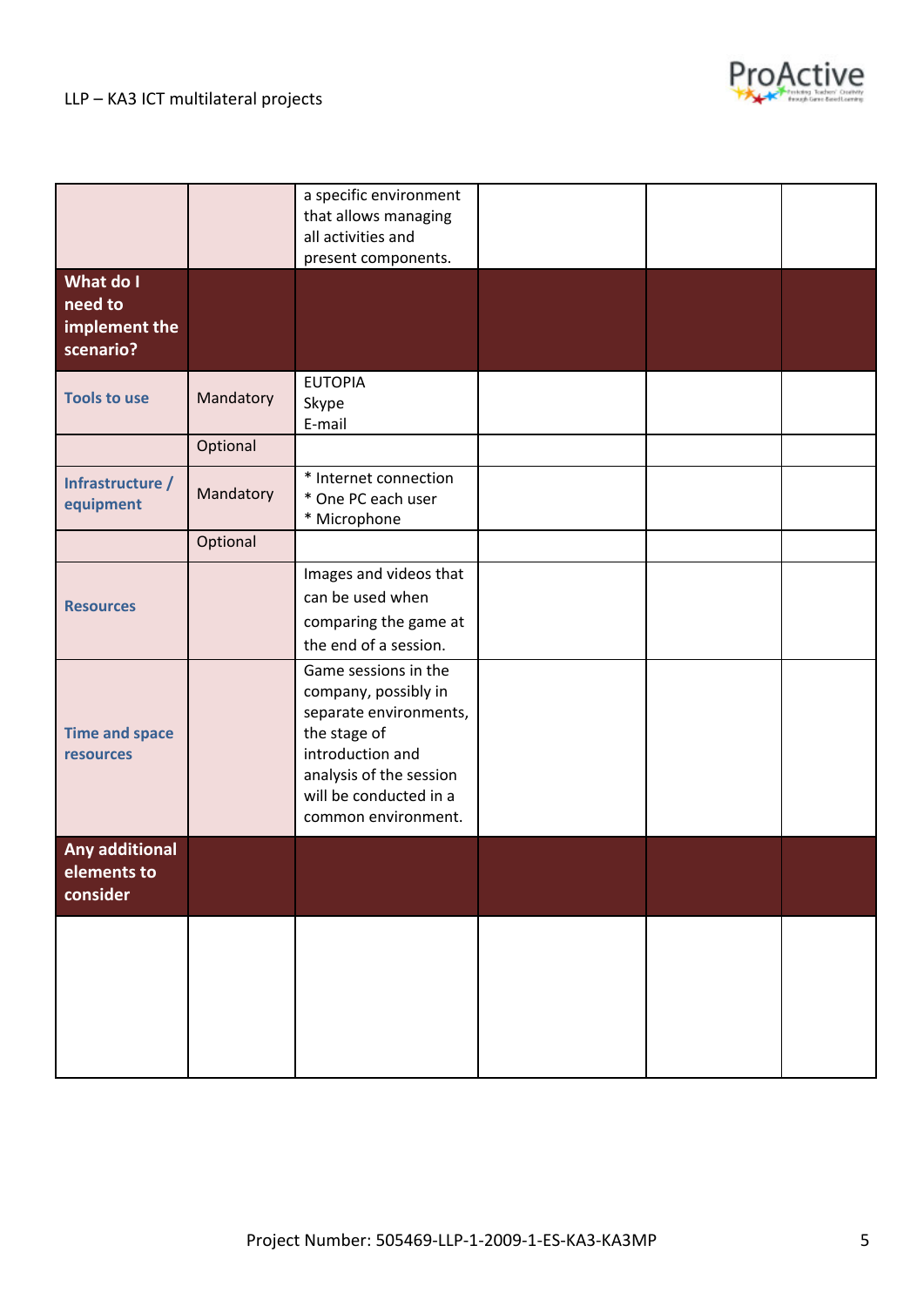| | | | | | |
|---|---|---|---|---|---|
| | | a specific environment that allows managing all activities and present components. | | | |
| **What do I need to implement the scenario?** | | | | | |
| **Tools to use** | Mandatory | EUTOPIA<br>Skype<br>E-mail | | | |
| | Optional | | | | |
| **Infrastructure / equipment** | Mandatory | * Internet connection<br>* One PC each user<br>* Microphone | | | |
| | Optional | | | | |
| **Resources** | | Images and videos that can be used when comparing the game at the end of a session. | | | |
| **Time and space resources** | | Game sessions in the company, possibly in separate environments, the stage of introduction and analysis of the session will be conducted in a common environment. | | | |
| **Any additional elements to consider** | | | | | |
| | | | | | |

Project Number: 505469-LLP-1-2009-1-ES-KA3-KA3MP